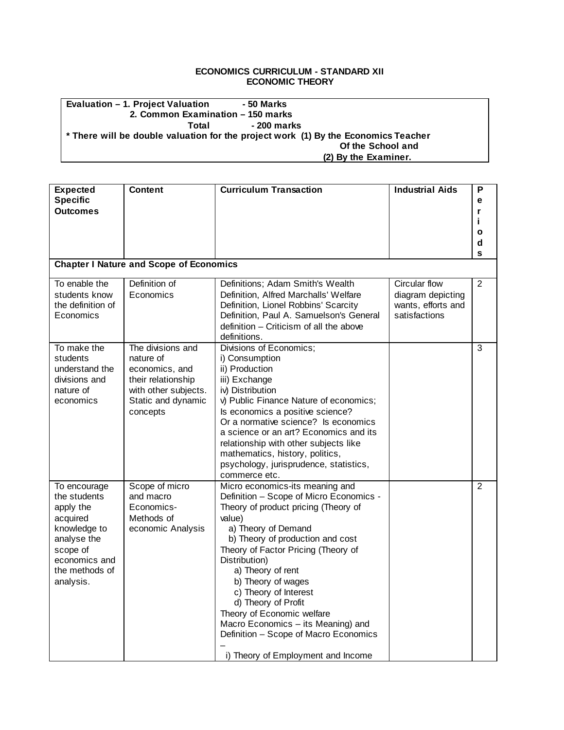**ECONOMICS CURRICULUM - STANDARD XII**
**ECONOMIC THEORY**

**Evaluation – 1. Project Valuation - 50 Marks**
**2. Common Examination – 150 marks**
**Total - 200 marks**
**\* There will be double valuation for the project work (1) By the Economics Teacher Of the School and (2) By the Examiner.**

| Expected Specific Outcomes | Content | Curriculum Transaction | Industrial Aids | Periods |
|---|---|---|---|---|
| **Chapter I Nature and Scope of Economics** | | | | |
| To enable the students know the definition of Economics | Definition of Economics | Definitions; Adam Smith's Wealth Definition, Alfred Marchalls' Welfare Definition, Lionel Robbins' Scarcity Definition, Paul A. Samuelson's General definition – Criticism of all the above definitions. | Circular flow diagram depicting wants, efforts and satisfactions | 2 |
| To make the students understand the divisions and nature of economics | The divisions and nature of economics, and their relationship with other subjects. Static and dynamic concepts | Divisions of Economics;<br>i) Consumption<br>ii) Production<br>iii) Exchange<br>iv) Distribution<br>v) Public Finance Nature of economics; Is economics a positive science? Or a normative science? Is economics a science or an art? Economics and its relationship with other subjects like mathematics, history, politics, psychology, jurisprudence, statistics, commerce etc. | | 3 |
| To encourage the students apply the acquired knowledge to analyse the scope of economics and the methods of analysis. | Scope of micro and macro Economics- Methods of economic Analysis | Micro economics-its meaning and Definition – Scope of Micro Economics - Theory of product pricing (Theory of value)<br>a) Theory of Demand<br>b) Theory of production and cost<br>Theory of Factor Pricing (Theory of Distribution)<br>a) Theory of rent<br>b) Theory of wages<br>c) Theory of Interest<br>d) Theory of Profit<br>Theory of Economic welfare<br>Macro Economics – its Meaning) and Definition – Scope of Macro Economics –<br>i) Theory of Employment and Income | | 2 |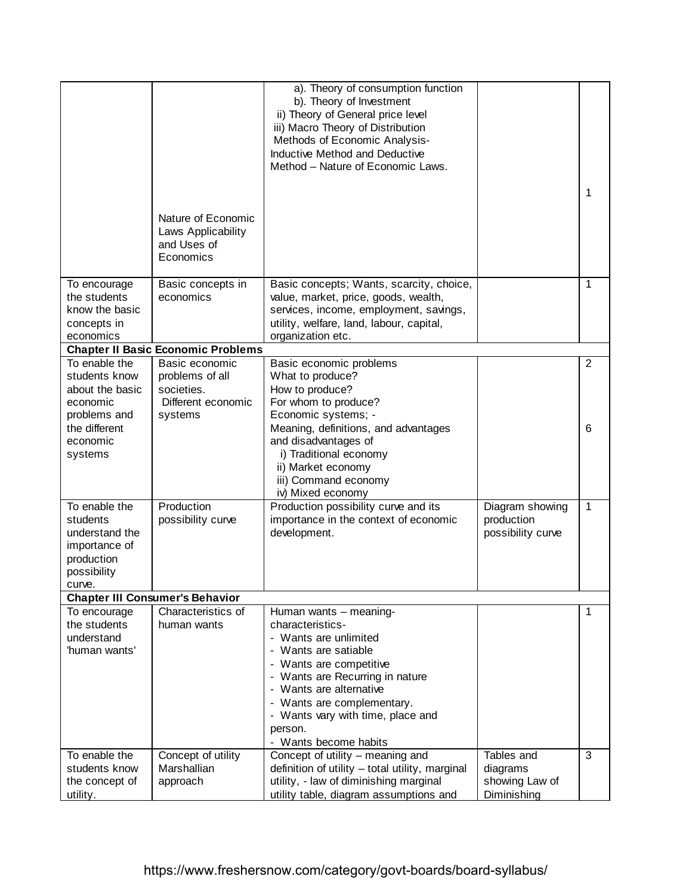| | | | | |
|---|---|---|---|---|
| | Nature of Economic Laws Applicability and Uses of Economics | a). Theory of consumption function<br>b). Theory of Investment<br>ii) Theory of General price level<br>iii) Macro Theory of Distribution<br>Methods of Economic Analysis- Inductive Method and Deductive Method – Nature of Economic Laws. | | 1 |
| To encourage the students know the basic concepts in economics | Basic concepts in economics | Basic concepts; Wants, scarcity, choice, value, market, price, goods, wealth, services, income, employment, savings, utility, welfare, land, labour, capital, organization etc. | | 1 |
| **Chapter II Basic Economic Problems** | | | | |
| To enable the students know about the basic economic problems and the different economic systems | Basic economic problems of all societies.<br>Different economic systems | Basic economic problems<br>What to produce?<br>How to produce?<br>For whom to produce?<br>Economic systems; -<br>Meaning, definitions, and advantages and disadvantages of<br>i) Traditional economy<br>ii) Market economy<br>iii) Command economy<br>iv) Mixed economy | | 2<br><br>6 |
| To enable the students understand the importance of production possibility curve. | Production possibility curve | Production possibility curve and its importance in the context of economic development. | Diagram showing production possibility curve | 1 |
| **Chapter III Consumer's Behavior** | | | | |
| To encourage the students understand 'human wants' | Characteristics of human wants | Human wants – meaning-characteristics-<br>- Wants are unlimited<br>- Wants are satiable<br>- Wants are competitive<br>- Wants are Recurring in nature<br>- Wants are alternative<br>- Wants are complementary.<br>- Wants vary with time, place and person.<br>- Wants become habits | | 1 |
| To enable the students know the concept of utility. | Concept of utility Marshallian approach | Concept of utility – meaning and definition of utility – total utility, marginal utility, - law of diminishing marginal utility table, diagram assumptions and | Tables and diagrams showing Law of Diminishing | 3 |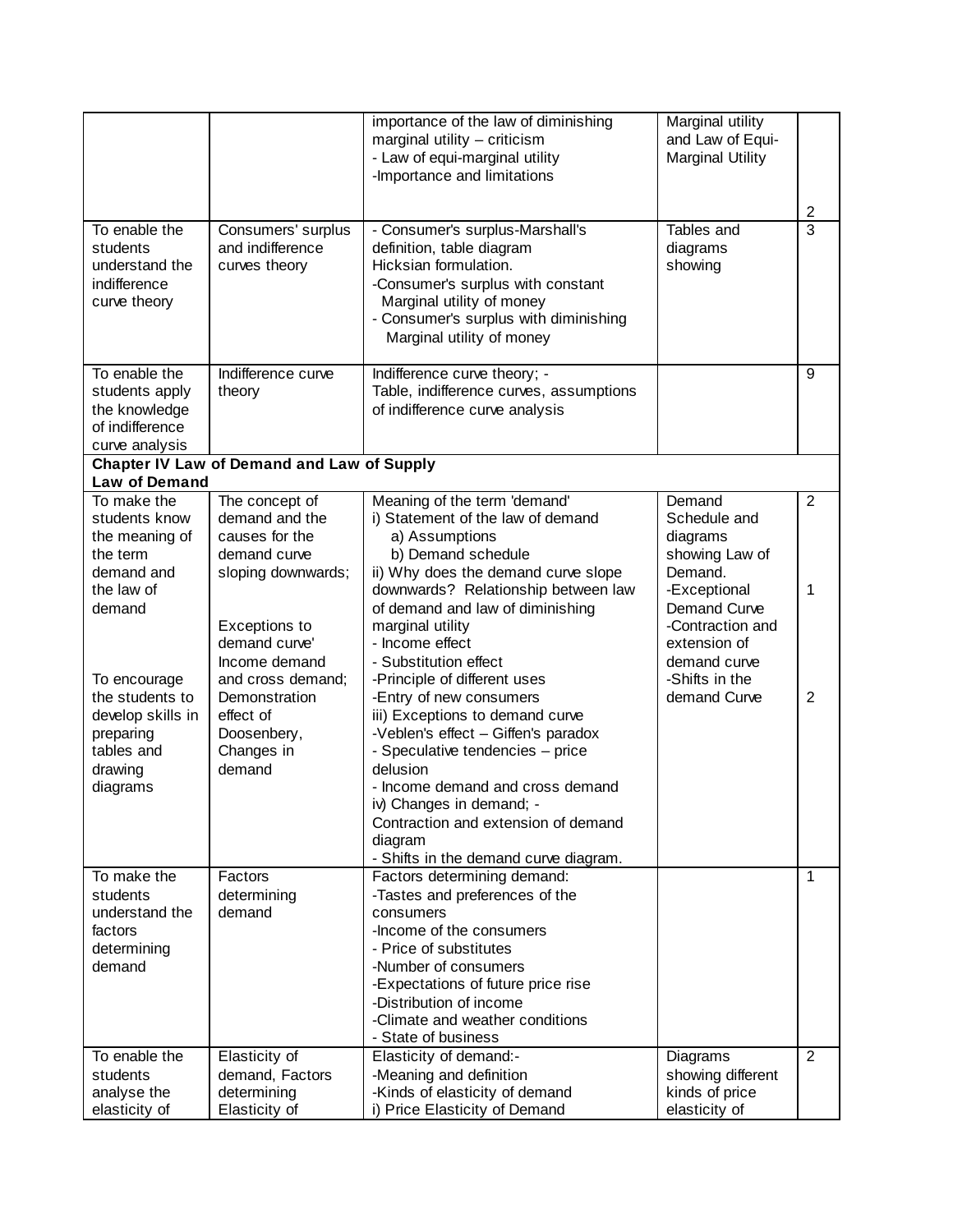| | | | | |
|---|---|---|---|---|
| | | importance of the law of diminishing marginal utility – criticism<br>- Law of equi-marginal utility<br>-Importance and limitations | Marginal utility and Law of Equi-Marginal Utility | 2 |
| To enable the students understand the indifference curve theory | Consumers' surplus and indifference curves theory | - Consumer's surplus-Marshall's definition, table diagram Hicksian formulation.<br>-Consumer's surplus with constant Marginal utility of money<br>- Consumer's surplus with diminishing Marginal utility of money | Tables and diagrams showing | 3 |
| To enable the students apply the knowledge of indifference curve analysis | Indifference curve theory | Indifference curve theory; -<br>Table, indifference curves, assumptions of indifference curve analysis | | 9 |
| **Chapter IV Law of Demand and Law of Supply**<br>**Law of Demand** | | | | |
| To make the students know the meaning of the term demand and the law of demand<br><br>To encourage the students to develop skills in preparing tables and drawing diagrams | The concept of demand and the causes for the demand curve sloping downwards;<br><br>Exceptions to demand curve' Income demand and cross demand; Demonstration effect of Doosenbery, Changes in demand | Meaning of the term 'demand'<br>i) Statement of the law of demand<br>a) Assumptions<br>b) Demand schedule<br>ii) Why does the demand curve slope downwards? Relationship between law of demand and law of diminishing marginal utility<br>- Income effect<br>- Substitution effect<br>-Principle of different uses<br>-Entry of new consumers<br>iii) Exceptions to demand curve<br>-Veblen's effect – Giffen's paradox<br>- Speculative tendencies – price delusion<br>- Income demand and cross demand<br>iv) Changes in demand; -<br>Contraction and extension of demand diagram<br>- Shifts in the demand curve diagram. | Demand Schedule and diagrams showing Law of Demand.<br>-Exceptional Demand Curve<br>-Contraction and extension of demand curve<br>-Shifts in the demand Curve | 2<br><br>1<br><br>2 |
| To make the students understand the factors determining demand | Factors determining demand | Factors determining demand:<br>-Tastes and preferences of the consumers<br>-Income of the consumers<br>- Price of substitutes<br>-Number of consumers<br>-Expectations of future price rise<br>-Distribution of income<br>-Climate and weather conditions<br>- State of business | | 1 |
| To enable the students analyse the elasticity of | Elasticity of demand, Factors determining Elasticity of | Elasticity of demand:-<br>-Meaning and definition<br>-Kinds of elasticity of demand<br>i) Price Elasticity of Demand | Diagrams showing different kinds of price elasticity of | 2 |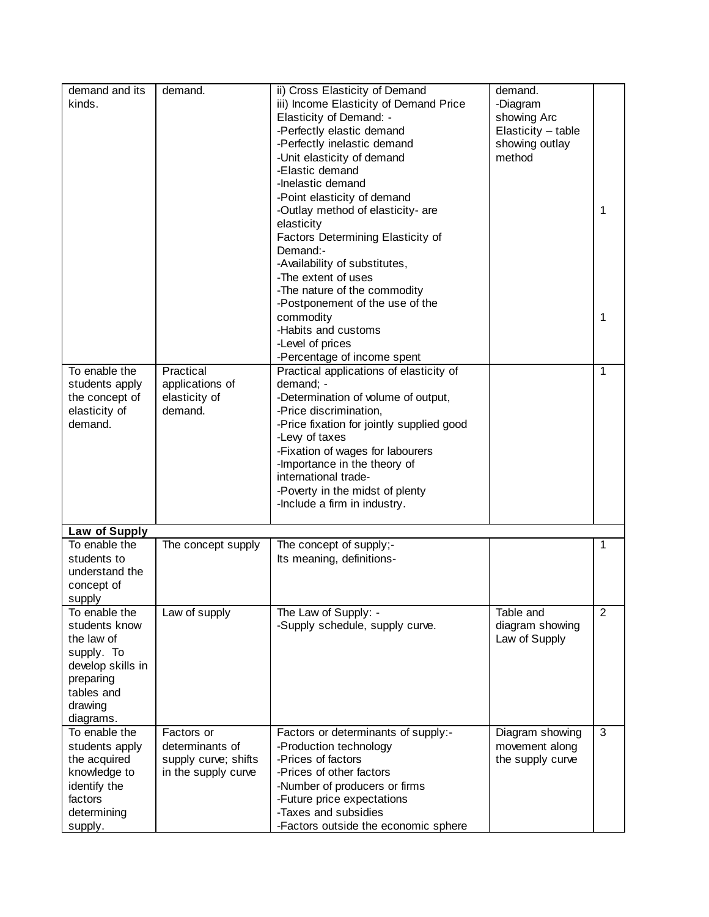| | | | | |
|---|---|---|---|---|
| demand and its kinds. | demand. | ii) Cross Elasticity of Demand<br>iii) Income Elasticity of Demand Price Elasticity of Demand: -<br>-Perfectly elastic demand<br>-Perfectly inelastic demand<br>-Unit elasticity of demand<br>-Elastic demand<br>-Inelastic demand<br>-Point elasticity of demand<br>-Outlay method of elasticity- are elasticity<br>Factors Determining Elasticity of Demand:-<br>-Availability of substitutes,<br>-The extent of uses<br>-The nature of the commodity<br>-Postponement of the use of the commodity<br>-Habits and customs<br>-Level of prices<br>-Percentage of income spent | demand.<br>-Diagram showing Arc Elasticity – table showing outlay method | 1<br><br>1 |
| To enable the students apply the concept of elasticity of demand. | Practical applications of elasticity of demand. | Practical applications of elasticity of demand; -<br>-Determination of volume of output,<br>-Price discrimination,<br>-Price fixation for jointly supplied good<br>-Levy of taxes<br>-Fixation of wages for labourers<br>-Importance in the theory of international trade-<br>-Poverty in the midst of plenty<br>-Include a firm in industry. | | 1 |
| **Law of Supply** | | | | |
| To enable the students to understand the concept of supply | The concept supply | The concept of supply;-<br>Its meaning, definitions- | | 1 |
| To enable the students know the law of supply. To develop skills in preparing tables and drawing diagrams. | Law of supply | The Law of Supply: -<br>-Supply schedule, supply curve. | Table and diagram showing Law of Supply | 2 |
| To enable the students apply the acquired knowledge to identify the factors determining supply. | Factors or determinants of supply curve; shifts in the supply curve | Factors or determinants of supply:-<br>-Production technology<br>-Prices of factors<br>-Prices of other factors<br>-Number of producers or firms<br>-Future price expectations<br>-Taxes and subsidies<br>-Factors outside the economic sphere | Diagram showing movement along the supply curve | 3 |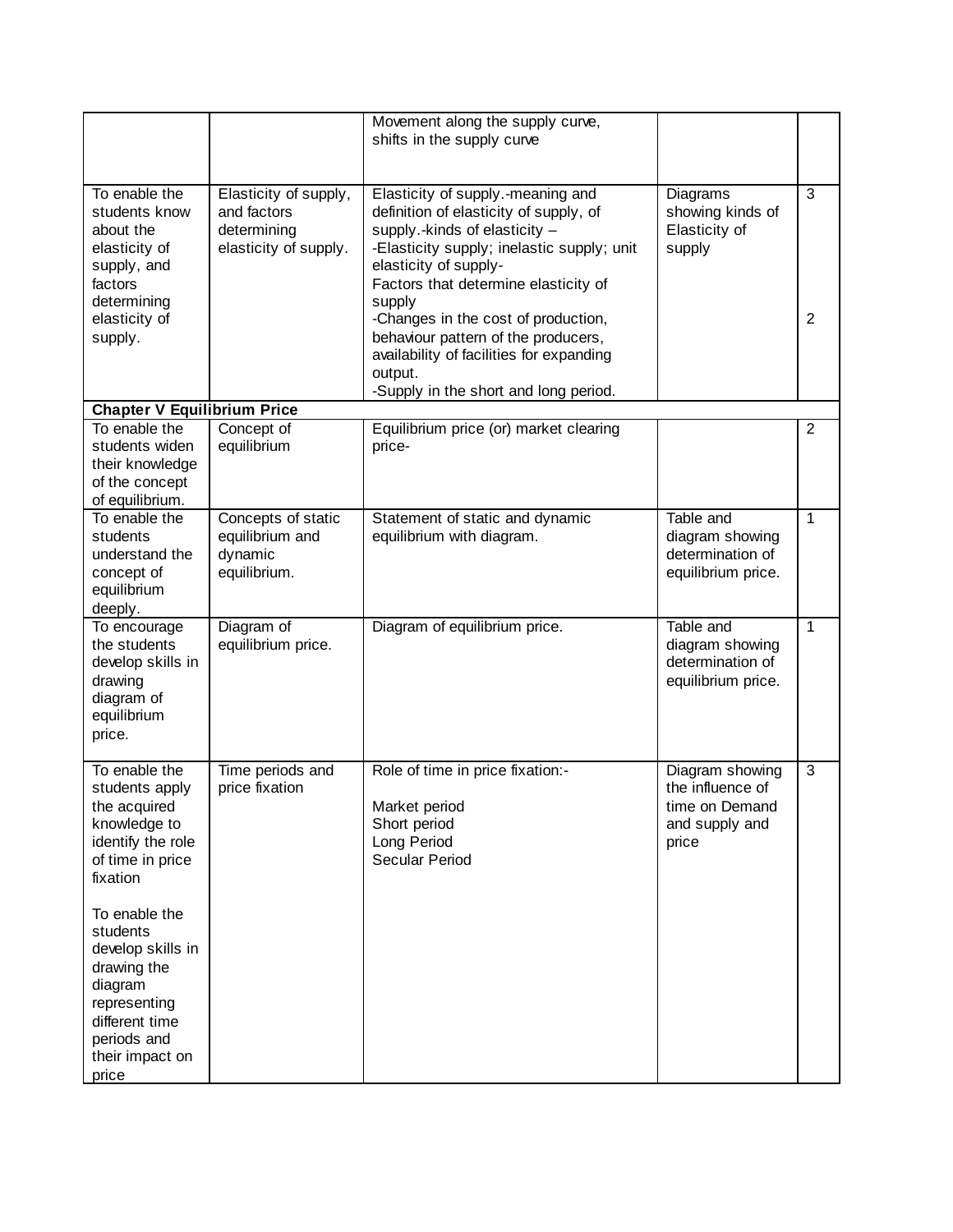| | | | | |
|---|---|---|---|---|
| | | Movement along the supply curve, shifts in the supply curve | | |
| To enable the students know about the elasticity of supply, and factors determining elasticity of supply. | Elasticity of supply, and factors determining elasticity of supply. | Elasticity of supply.-meaning and definition of elasticity of supply, of supply.-kinds of elasticity – -Elasticity supply; inelastic supply; unit elasticity of supply- Factors that determine elasticity of supply -Changes in the cost of production, behaviour pattern of the producers, availability of facilities for expanding output. -Supply in the short and long period. | Diagrams showing kinds of Elasticity of supply | 3<br><br>2 |
| **Chapter V Equilibrium Price** | | | | |
| To enable the students widen their knowledge of the concept of equilibrium. | Concept of equilibrium | Equilibrium price (or) market clearing price- | | 2 |
| To enable the students understand the concept of equilibrium deeply. | Concepts of static equilibrium and dynamic equilibrium. | Statement of static and dynamic equilibrium with diagram. | Table and diagram showing determination of equilibrium price. | 1 |
| To encourage the students develop skills in drawing diagram of equilibrium price. | Diagram of equilibrium price. | Diagram of equilibrium price. | Table and diagram showing determination of equilibrium price. | 1 |
| To enable the students apply the acquired knowledge to identify the role of time in price fixation<br><br>To enable the students develop skills in drawing the diagram representing different time periods and their impact on price | Time periods and price fixation | Role of time in price fixation:-<br><br>Market period<br>Short period<br>Long Period<br>Secular Period | Diagram showing the influence of time on Demand and supply and price | 3 |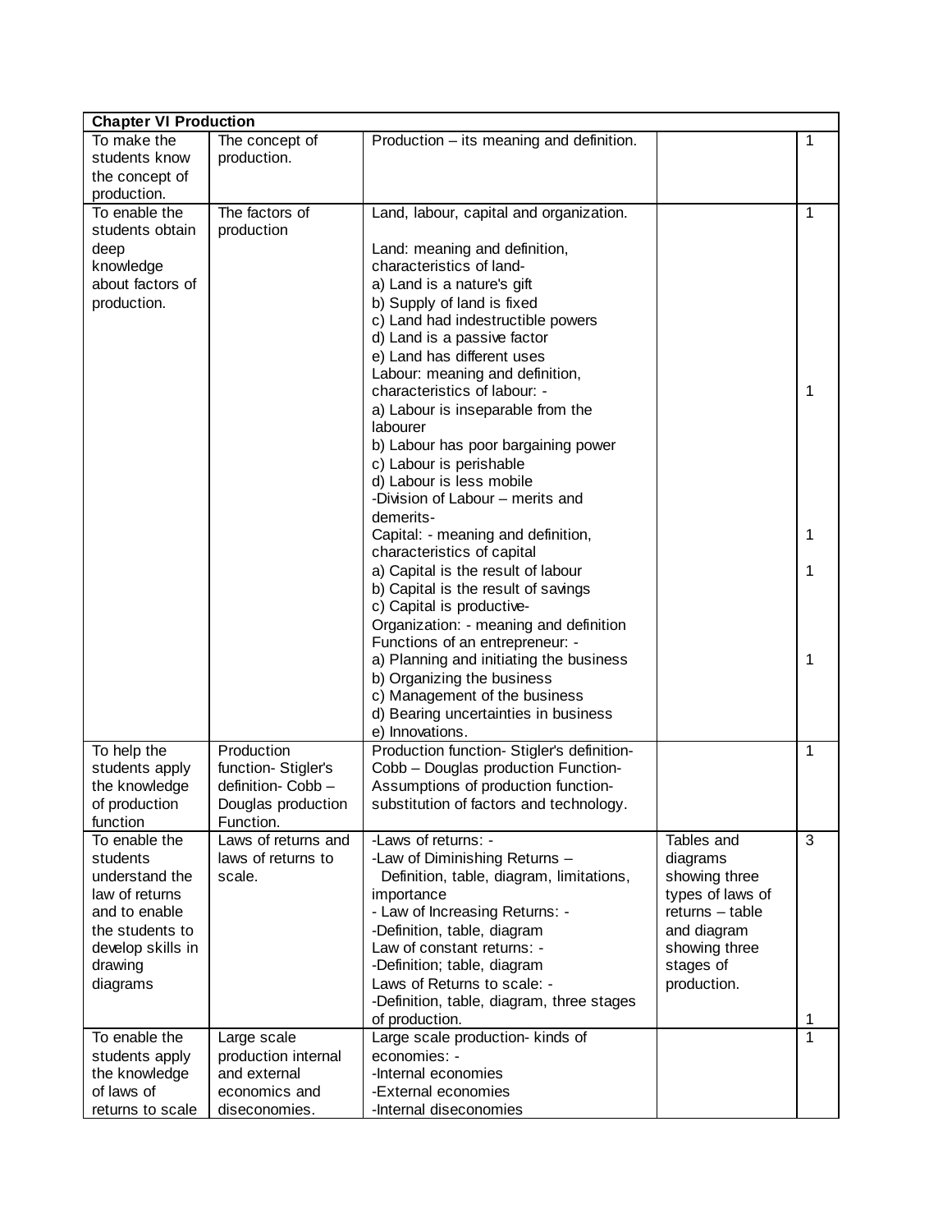| **Chapter VI Production** | | | | |
|---|---|---|---|---|
| To make the students know the concept of production. | The concept of production. | Production – its meaning and definition. | | 1 |
| To enable the students obtain deep knowledge about factors of production. | The factors of production | Land, labour, capital and organization.<br><br>Land: meaning and definition, characteristics of land-<br>a) Land is a nature's gift<br>b) Supply of land is fixed<br>c) Land had indestructible powers<br>d) Land is a passive factor<br>e) Land has different uses<br>Labour: meaning and definition, characteristics of labour: -<br>a) Labour is inseparable from the labourer<br>b) Labour has poor bargaining power<br>c) Labour is perishable<br>d) Labour is less mobile<br>-Division of Labour – merits and demerits-<br>Capital: - meaning and definition, characteristics of capital<br>a) Capital is the result of labour<br>b) Capital is the result of savings<br>c) Capital is productive-<br>Organization: - meaning and definition<br>Functions of an entrepreneur: -<br>a) Planning and initiating the business<br>b) Organizing the business<br>c) Management of the business<br>d) Bearing uncertainties in business<br>e) Innovations. | | 1<br><br>1<br><br>1<br>1<br><br>1 |
| To help the students apply the knowledge of production function | Production function- Stigler's definition- Cobb – Douglas production Function. | Production function- Stigler's definition- Cobb – Douglas production Function- Assumptions of production function- substitution of factors and technology. | | 1 |
| To enable the students understand the law of returns and to enable the students to develop skills in drawing diagrams | Laws of returns and laws of returns to scale. | -Laws of returns: -<br>-Law of Diminishing Returns –<br>Definition, table, diagram, limitations, importance<br>- Law of Increasing Returns: -<br>-Definition, table, diagram<br>Law of constant returns: -<br>-Definition; table, diagram<br>Laws of Returns to scale: -<br>-Definition, table, diagram, three stages of production. | Tables and diagrams showing three types of laws of returns – table and diagram showing three stages of production. | 3<br><br>1 |
| To enable the students apply the knowledge of laws of returns to scale | Large scale production internal and external economics and diseconomies. | Large scale production- kinds of economies: -<br>-Internal economies<br>-External economies<br>-Internal diseconomies | | 1 |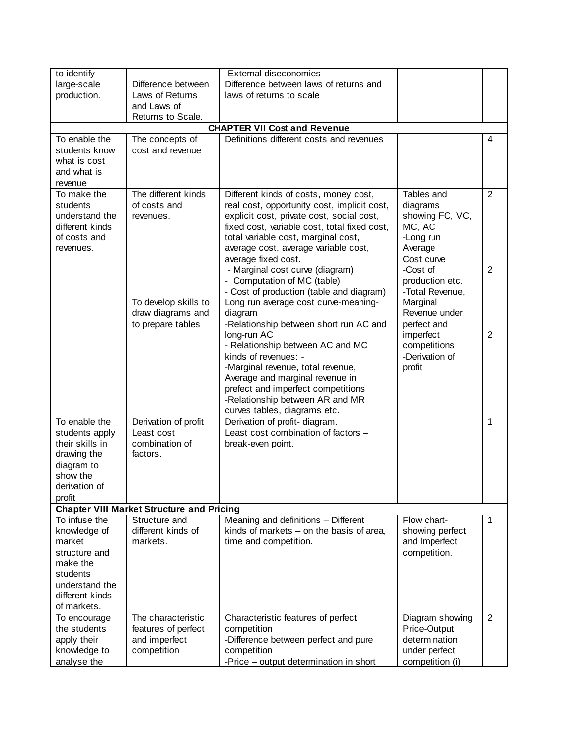| | | | | |
|---|---|---|---|---|
| to identify large-scale production. | Difference between Laws of Returns and Laws of Returns to Scale. | -External diseconomies<br>Difference between laws of returns and laws of returns to scale | | |
| **CHAPTER VII Cost and Revenue** | | | | |
| To enable the students know what is cost and what is revenue | The concepts of cost and revenue | Definitions different costs and revenues | | 4 |
| To make the students understand the different kinds of costs and revenues. | The different kinds of costs and revenues.<br><br>To develop skills to draw diagrams and to prepare tables | Different kinds of costs, money cost, real cost, opportunity cost, implicit cost, explicit cost, private cost, social cost, fixed cost, variable cost, total fixed cost, total variable cost, marginal cost, average cost, average variable cost, average fixed cost.<br>- Marginal cost curve (diagram)<br>- Computation of MC (table)<br>- Cost of production (table and diagram)<br>Long run average cost curve-meaning-diagram<br>-Relationship between short run AC and long-run AC<br>- Relationship between AC and MC kinds of revenues: -<br>-Marginal revenue, total revenue, Average and marginal revenue in prefect and imperfect competitions<br>-Relationship between AR and MR curves tables, diagrams etc. | Tables and diagrams showing FC, VC, MC, AC<br>-Long run Average Cost curve<br>-Cost of production etc.<br>-Total Revenue, Marginal Revenue under perfect and imperfect competitions<br>-Derivation of profit | 2<br><br>2<br><br>2 |
| To enable the students apply their skills in drawing the diagram to show the derivation of profit | Derivation of profit Least cost combination of factors. | Derivation of profit- diagram.<br>Least cost combination of factors – break-even point. | | 1 |
| **Chapter VIII Market Structure and Pricing** | | | | |
| To infuse the knowledge of market structure and make the students understand the different kinds of markets. | Structure and different kinds of markets. | Meaning and definitions – Different kinds of markets – on the basis of area, time and competition. | Flow chart-showing perfect and Imperfect competition. | 1 |
| To encourage the students apply their knowledge to analyse the | The characteristic features of perfect and imperfect competition | Characteristic features of perfect competition<br>-Difference between perfect and pure competition<br>-Price – output determination in short | Diagram showing Price-Output determination under perfect competition (i) | 2 |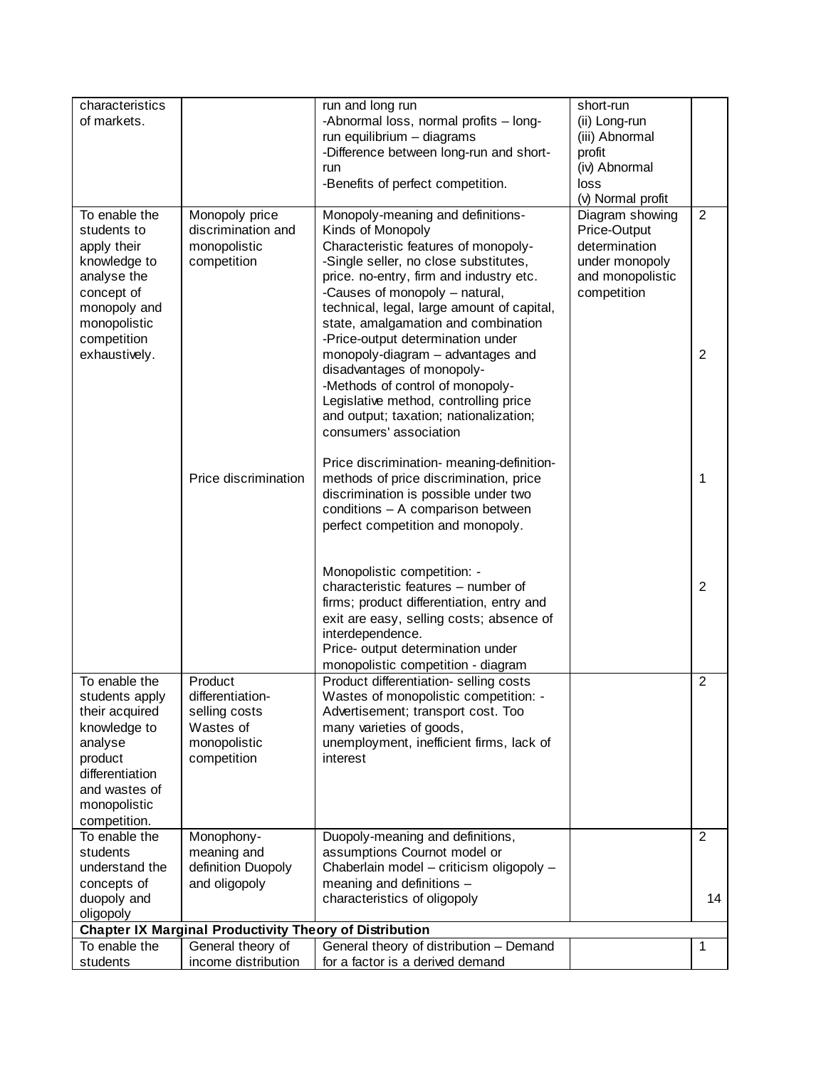| | | | | |
|---|---|---|---|---|
| characteristics of markets. | | run and long run<br>-Abnormal loss, normal profits – long-run equilibrium – diagrams<br>-Difference between long-run and short-run<br>-Benefits of perfect competition. | short-run<br>(ii) Long-run<br>(iii) Abnormal profit<br>(iv) Abnormal loss<br>(v) Normal profit | |
| To enable the students to apply their knowledge to analyse the concept of monopoly and monopolistic competition exhaustively. | Monopoly price discrimination and monopolistic competition | Monopoly-meaning and definitions-Kinds of Monopoly<br>Characteristic features of monopoly-<br>-Single seller, no close substitutes, price. no-entry, firm and industry etc.<br>-Causes of monopoly – natural, technical, legal, large amount of capital, state, amalgamation and combination<br>-Price-output determination under monopoly-diagram – advantages and disadvantages of monopoly-<br>-Methods of control of monopoly-Legislative method, controlling price and output; taxation; nationalization; consumers' association | Diagram showing Price-Output determination under monopoly and monopolistic competition | 2<br><br>2 |
| | Price discrimination | Price discrimination- meaning-definition-methods of price discrimination, price discrimination is possible under two conditions – A comparison between perfect competition and monopoly. | | 1 |
| | | Monopolistic competition: -<br>characteristic features – number of firms; product differentiation, entry and exit are easy, selling costs; absence of interdependence.<br>Price- output determination under monopolistic competition - diagram | | 2 |
| To enable the students apply their acquired knowledge to analyse product differentiation and wastes of monopolistic competition. | Product differentiation-selling costs Wastes of monopolistic competition | Product differentiation- selling costs<br>Wastes of monopolistic competition: -<br>Advertisement; transport cost. Too many varieties of goods, unemployment, inefficient firms, lack of interest | | 2 |
| To enable the students understand the concepts of duopoly and oligopoly | Monophony-meaning and definition Duopoly and oligopoly | Duopoly-meaning and definitions, assumptions Cournot model or Chaberlain model – criticism oligopoly – meaning and definitions – characteristics of oligopoly | | 2<br><br>14 |
| **Chapter IX Marginal Productivity Theory of Distribution** | | | | |
| To enable the students | General theory of income distribution | General theory of distribution – Demand for a factor is a derived demand | | 1 |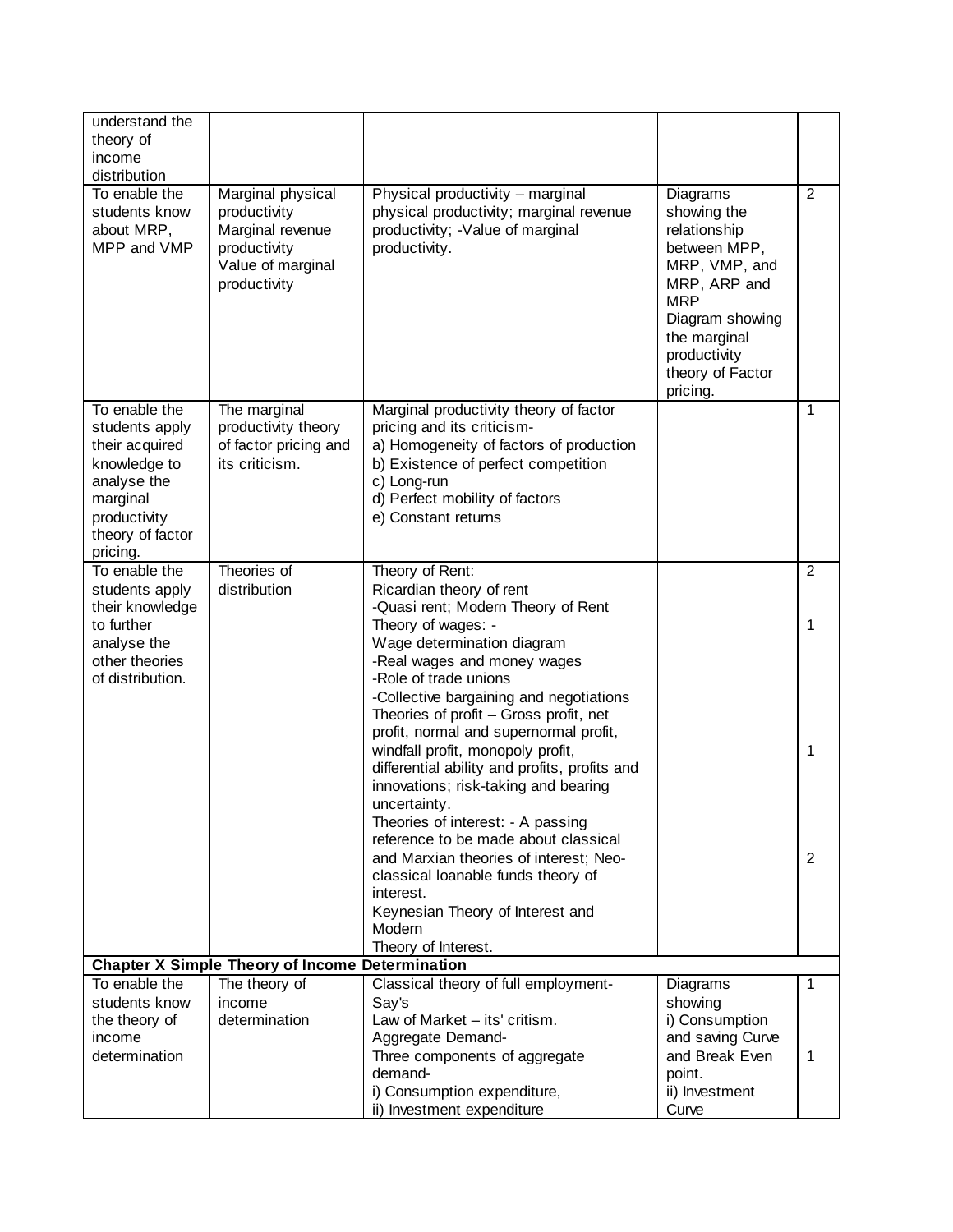| | | | | |
|---|---|---|---|---|
| understand the theory of income distribution | | | | |
| To enable the students know about MRP, MPP and VMP | Marginal physical productivity Marginal revenue productivity Value of marginal productivity | Physical productivity – marginal physical productivity; marginal revenue productivity; -Value of marginal productivity. | Diagrams showing the relationship between MPP, MRP, VMP, and MRP, ARP and MRP Diagram showing the marginal productivity theory of Factor pricing. | 2 |
| To enable the students apply their acquired knowledge to analyse the marginal productivity theory of factor pricing. | The marginal productivity theory of factor pricing and its criticism. | Marginal productivity theory of factor pricing and its criticism-<br>a) Homogeneity of factors of production<br>b) Existence of perfect competition<br>c) Long-run<br>d) Perfect mobility of factors<br>e) Constant returns | | 1 |
| To enable the students apply their knowledge to further analyse the other theories of distribution. | Theories of distribution | Theory of Rent:<br>Ricardian theory of rent<br>-Quasi rent; Modern Theory of Rent<br>Theory of wages: -<br>Wage determination diagram<br>-Real wages and money wages<br>-Role of trade unions<br>-Collective bargaining and negotiations<br>Theories of profit – Gross profit, net profit, normal and supernormal profit, windfall profit, monopoly profit, differential ability and profits, profits and innovations; risk-taking and bearing uncertainty.<br>Theories of interest: - A passing reference to be made about classical and Marxian theories of interest; Neo-classical loanable funds theory of interest.<br>Keynesian Theory of Interest and Modern Theory of Interest. | | 2<br><br>1<br><br>1<br><br>2 |
| **Chapter X Simple Theory of Income Determination** | | | | |
| To enable the students know the theory of income determination | The theory of income determination | Classical theory of full employment- Say's Law of Market – its' critism.<br>Aggregate Demand-<br>Three components of aggregate demand-<br>i) Consumption expenditure,<br>ii) Investment expenditure | Diagrams showing<br>i) Consumption and saving Curve and Break Even point.<br>ii) Investment Curve | 1<br><br>1 |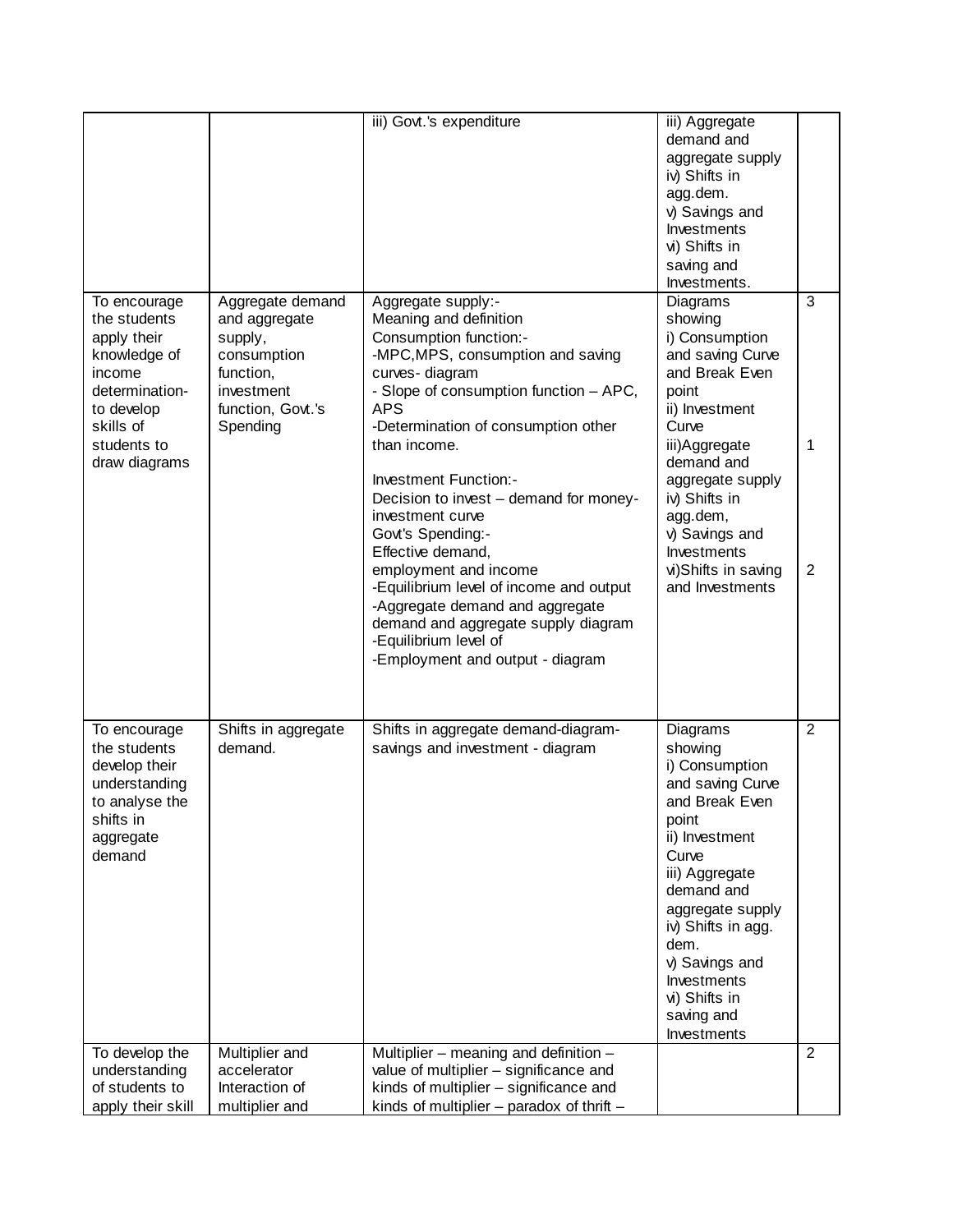| | | | | |
|---|---|---|---|---|
| | | iii) Govt.'s expenditure | iii) Aggregate demand and aggregate supply<br>iv) Shifts in agg.dem.<br>v) Savings and Investments<br>vi) Shifts in saving and Investments. | |
| To encourage the students apply their knowledge of income determination- to develop skills of students to draw diagrams | Aggregate demand and aggregate supply, consumption function, investment function, Govt.'s Spending | Aggregate supply:-<br>Meaning and definition<br>Consumption function:-<br>-MPC,MPS, consumption and saving curves- diagram<br>- Slope of consumption function – APC, APS<br>-Determination of consumption other than income.<br><br>Investment Function:-<br>Decision to invest – demand for money- investment curve<br>Govt's Spending:-<br>Effective demand,<br>employment and income<br>-Equilibrium level of income and output<br>-Aggregate demand and aggregate demand and aggregate supply diagram<br>-Equilibrium level of<br>-Employment and output - diagram | Diagrams showing<br>i) Consumption and saving Curve and Break Even point<br>ii) Investment Curve<br>iii)Aggregate demand and aggregate supply<br>iv) Shifts in agg.dem,<br>v) Savings and Investments<br>vi)Shifts in saving and Investments | 3<br><br>1<br><br>2 |
| To encourage the students develop their understanding to analyse the shifts in aggregate demand | Shifts in aggregate demand. | Shifts in aggregate demand-diagram- savings and investment - diagram | Diagrams showing<br>i) Consumption and saving Curve and Break Even point<br>ii) Investment Curve<br>iii) Aggregate demand and aggregate supply<br>iv) Shifts in agg. dem.<br>v) Savings and Investments<br>vi) Shifts in saving and Investments | 2 |
| To develop the understanding of students to apply their skill | Multiplier and accelerator Interaction of multiplier and | Multiplier – meaning and definition – value of multiplier – significance and kinds of multiplier – significance and kinds of multiplier – paradox of thrift – | | 2 |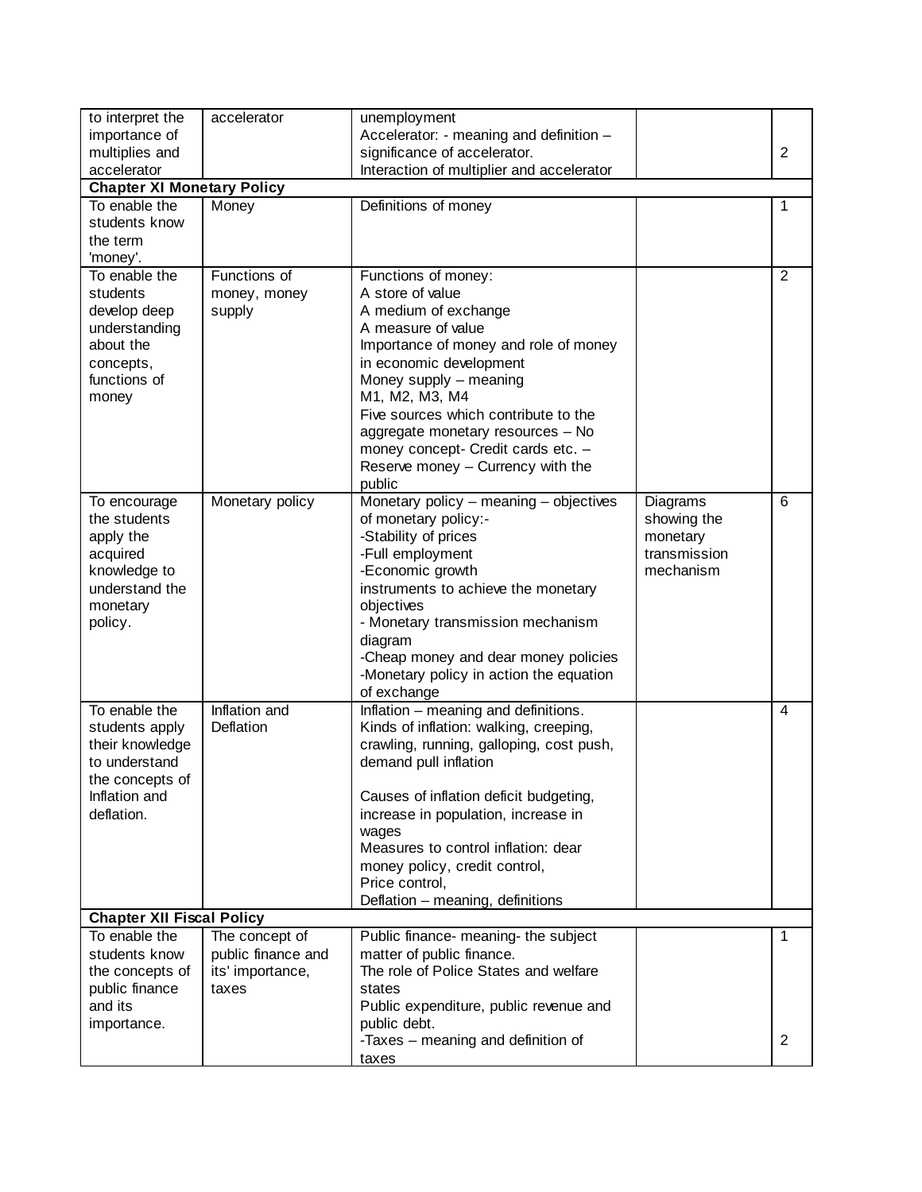| | | | | |
|---|---|---|---|---|
| to interpret the importance of multiplies and accelerator | accelerator | unemployment<br>Accelerator: - meaning and definition – significance of accelerator.<br>Interaction of multiplier and accelerator | | 2 |
| **Chapter XI Monetary Policy** | | | | |
| To enable the students know the term 'money'. | Money | Definitions of money | | 1 |
| To enable the students develop deep understanding about the concepts, functions of money | Functions of money, money supply | Functions of money:<br>A store of value<br>A medium of exchange<br>A measure of value<br>Importance of money and role of money in economic development<br>Money supply – meaning<br>M1, M2, M3, M4<br>Five sources which contribute to the aggregate monetary resources – No money concept- Credit cards etc. –<br>Reserve money – Currency with the public | | 2 |
| To encourage the students apply the acquired knowledge to understand the monetary policy. | Monetary policy | Monetary policy – meaning – objectives of monetary policy:-<br>-Stability of prices<br>-Full employment<br>-Economic growth<br>instruments to achieve the monetary objectives<br>- Monetary transmission mechanism diagram<br>-Cheap money and dear money policies<br>-Monetary policy in action the equation of exchange | Diagrams showing the monetary transmission mechanism | 6 |
| To enable the students apply their knowledge to understand the concepts of Inflation and deflation. | Inflation and Deflation | Inflation – meaning and definitions.<br>Kinds of inflation: walking, creeping, crawling, running, galloping, cost push, demand pull inflation<br><br>Causes of inflation deficit budgeting, increase in population, increase in wages<br>Measures to control inflation: dear money policy, credit control,<br>Price control,<br>Deflation – meaning, definitions | | 4 |
| **Chapter XII Fiscal Policy** | | | | |
| To enable the students know the concepts of public finance and its importance. | The concept of public finance and its' importance, taxes | Public finance- meaning- the subject matter of public finance.<br>The role of Police States and welfare states<br>Public expenditure, public revenue and public debt.<br>-Taxes – meaning and definition of taxes | | 1<br><br><br><br><br>2 |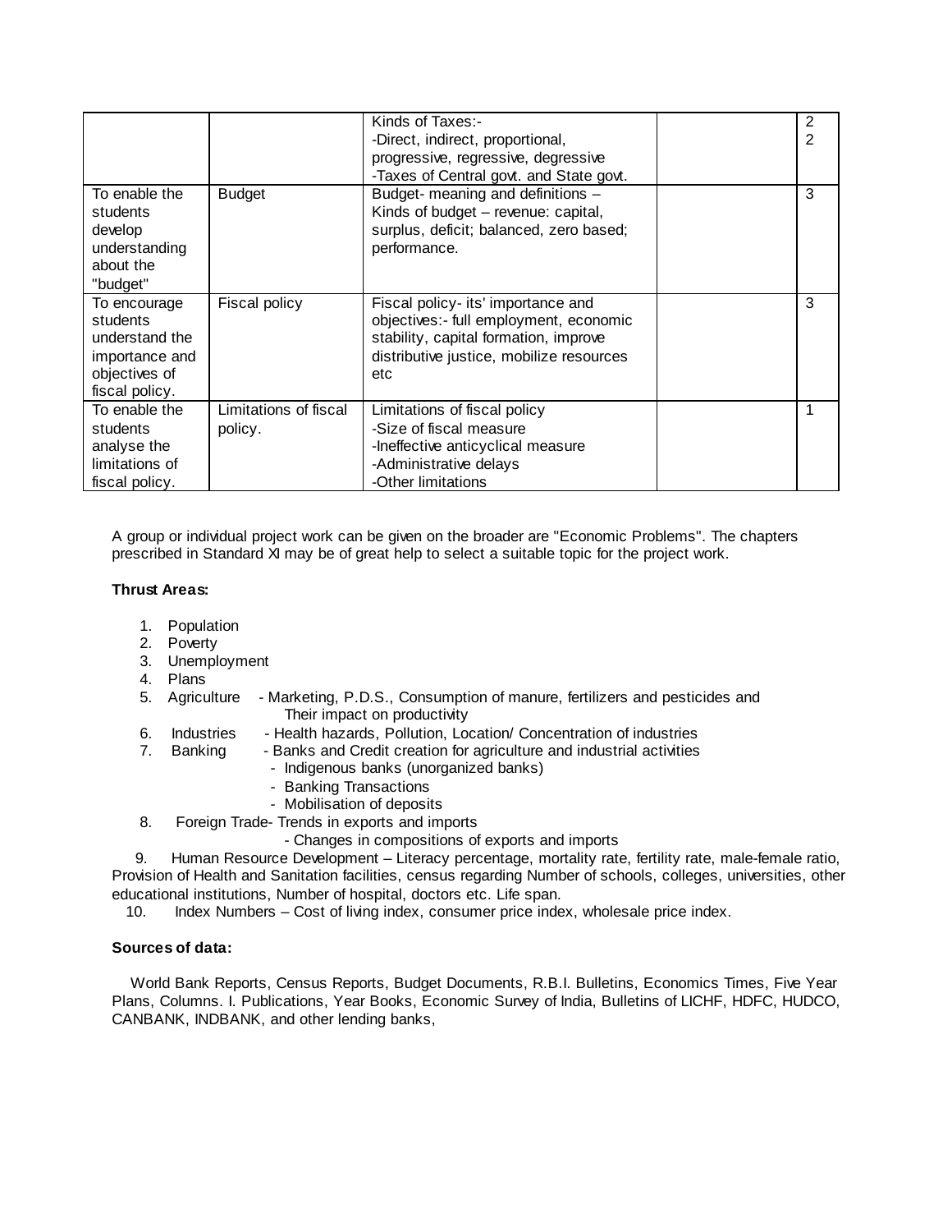| | | | | |
|---|---|---|---|---|
| | | Kinds of Taxes:-<br>-Direct, indirect, proportional, progressive, regressive, degressive<br>-Taxes of Central govt. and State govt. | | 2<br>2 |
| To enable the students develop understanding about the "budget" | Budget | Budget- meaning and definitions –<br>Kinds of budget – revenue: capital, surplus, deficit; balanced, zero based; performance. | | 3 |
| To encourage students understand the importance and objectives of fiscal policy. | Fiscal policy | Fiscal policy- its' importance and objectives:- full employment, economic stability, capital formation, improve distributive justice, mobilize resources etc | | 3 |
| To enable the students analyse the limitations of fiscal policy. | Limitations of fiscal policy. | Limitations of fiscal policy<br>-Size of fiscal measure<br>-Ineffective anticyclical measure<br>-Administrative delays<br>-Other limitations | | 1 |

A group or individual project work can be given on the broader are "Economic Problems". The chapters prescribed in Standard XI may be of great help to select a suitable topic for the project work.

**Thrust Areas:**

1. Population
2. Poverty
3. Unemployment
4. Plans
5. Agriculture - Marketing, P.D.S., Consumption of manure, fertilizers and pesticides and Their impact on productivity
6. Industries - Health hazards, Pollution, Location/ Concentration of industries
7. Banking - Banks and Credit creation for agriculture and industrial activities
   - Indigenous banks (unorganized banks)
   - Banking Transactions
   - Mobilisation of deposits
8. Foreign Trade- Trends in exports and imports
   - Changes in compositions of exports and imports
9. Human Resource Development – Literacy percentage, mortality rate, fertility rate, male-female ratio, Provision of Health and Sanitation facilities, census regarding Number of schools, colleges, universities, other educational institutions, Number of hospital, doctors etc. Life span.
10. Index Numbers – Cost of living index, consumer price index, wholesale price index.

**Sources of data:**

World Bank Reports, Census Reports, Budget Documents, R.B.I. Bulletins, Economics Times, Five Year Plans, Columns. I. Publications, Year Books, Economic Survey of India, Bulletins of LICHF, HDFC, HUDCO, CANBANK, INDBANK, and other lending banks,